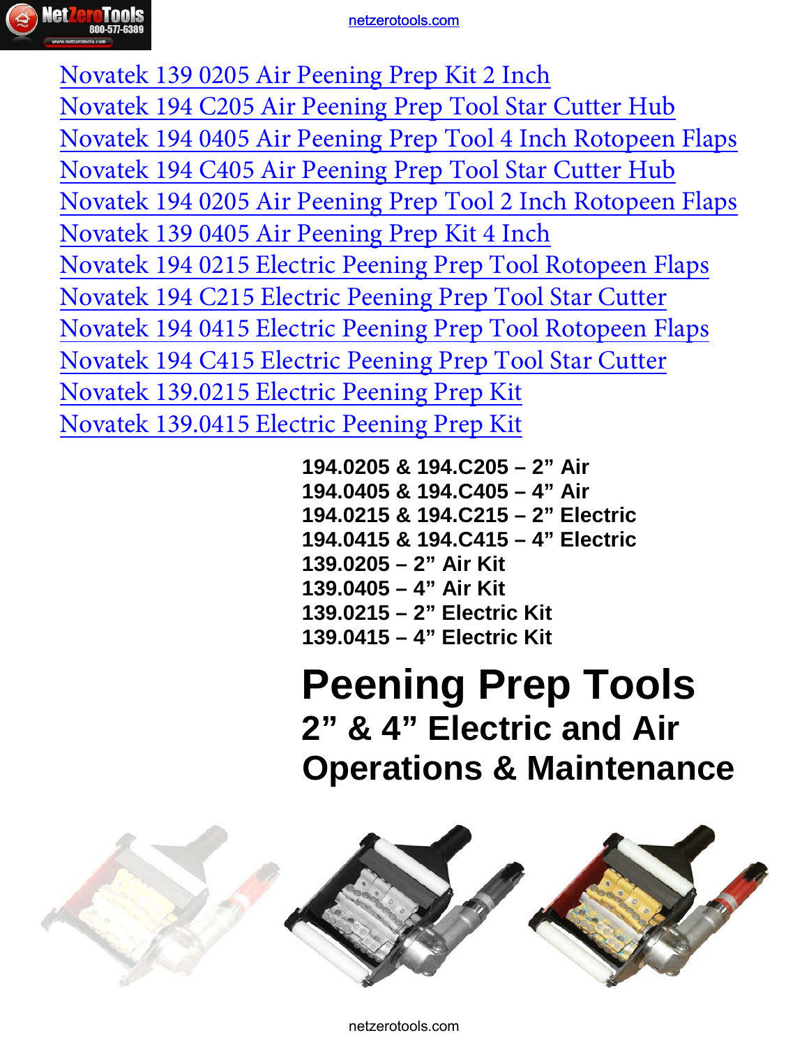Novatek 139 0205 Air Peening Prep Kit 2 Inch
Novatek 194 C205 Air Peening Prep Tool Star Cutter Hub
Novatek 194 0405 Air Peening Prep Tool 4 Inch Rotopeen Flaps
Novatek 194 C405 Air Peening Prep Tool Star Cutter Hub
Novatek 194 0205 Air Peening Prep Tool 2 Inch Rotopeen Flaps
Novatek 139 0405 Air Peening Prep Kit 4 Inch
Novatek 194 0215 Electric Peening Prep Tool Rotopeen Flaps
Novatek 194 C215 Electric Peening Prep Tool Star Cutter
Novatek 194 0415 Electric Peening Prep Tool Rotopeen Flaps
Novatek 194 C415 Electric Peening Prep Tool Star Cutter
Novatek 139.0215 Electric Peening Prep Kit
Novatek 139.0415 Electric Peening Prep Kit

**194.0205 & 194.C205 – 2" Air**
**194.0405 & 194.C405 – 4" Air**
**194.0215 & 194.C215 – 2" Electric**
**194.0415 & 194.C415 – 4" Electric**
**139.0205 – 2" Air Kit**
**139.0405 – 4" Air Kit**
**139.0215 – 2" Electric Kit**
**139.0415 – 4" Electric Kit**

# Peening Prep Tools

## 2" & 4" Electric and Air

## Operations & Maintenance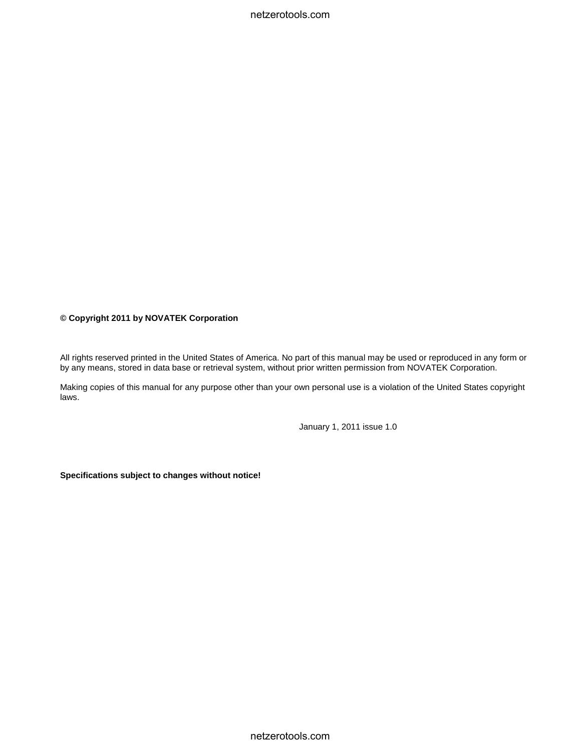**© Copyright 2011 by NOVATEK Corporation**

All rights reserved printed in the United States of America. No part of this manual may be used or reproduced in any form or by any means, stored in data base or retrieval system, without prior written permission from NOVATEK Corporation.

Making copies of this manual for any purpose other than your own personal use is a violation of the United States copyright laws.

January 1, 2011 issue 1.0

**Specifications subject to changes without notice!**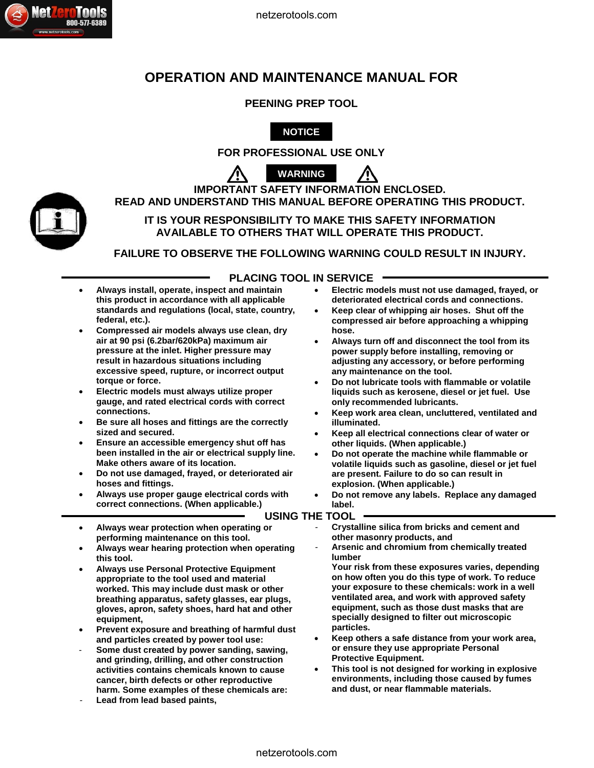# OPERATION AND MAINTENANCE MANUAL FOR

## PEENING PREP TOOL

**NOTICE**

**FOR PROFESSIONAL USE ONLY**

**WARNING**

**IMPORTANT SAFETY INFORMATION ENCLOSED.**
**READ AND UNDERSTAND THIS MANUAL BEFORE OPERATING THIS PRODUCT.**

**IT IS YOUR RESPONSIBILITY TO MAKE THIS SAFETY INFORMATION AVAILABLE TO OTHERS THAT WILL OPERATE THIS PRODUCT.**

**FAILURE TO OBSERVE THE FOLLOWING WARNING COULD RESULT IN INJURY.**

## PLACING TOOL IN SERVICE

- **Always install, operate, inspect and maintain this product in accordance with all applicable standards and regulations (local, state, country, federal, etc.).**
- **Compressed air models always use clean, dry air at 90 psi (6.2bar/620kPa) maximum air pressure at the inlet. Higher pressure may result in hazardous situations including excessive speed, rupture, or incorrect output torque or force.**
- **Electric models must always utilize proper gauge, and rated electrical cords with correct connections.**
- **Be sure all hoses and fittings are the correctly sized and secured.**
- **Ensure an accessible emergency shut off has been installed in the air or electrical supply line. Make others aware of its location.**
- **Do not use damaged, frayed, or deteriorated air hoses and fittings.**
- **Always use proper gauge electrical cords with correct connections. (When applicable.)**
- **Electric models must not use damaged, frayed, or deteriorated electrical cords and connections.**
- **Keep clear of whipping air hoses. Shut off the compressed air before approaching a whipping hose.**
- **Always turn off and disconnect the tool from its power supply before installing, removing or adjusting any accessory, or before performing any maintenance on the tool.**
- **Do not lubricate tools with flammable or volatile liquids such as kerosene, diesel or jet fuel. Use only recommended lubricants.**
- **Keep work area clean, uncluttered, ventilated and illuminated.**
- **Keep all electrical connections clear of water or other liquids. (When applicable.)**
- **Do not operate the machine while flammable or volatile liquids such as gasoline, diesel or jet fuel are present. Failure to do so can result in explosion. (When applicable.)**
- **Do not remove any labels. Replace any damaged label.**

## USING THE TOOL

- **Always wear protection when operating or performing maintenance on this tool.**
- **Always wear hearing protection when operating this tool.**
- **Always use Personal Protective Equipment appropriate to the tool used and material worked. This may include dust mask or other breathing apparatus, safety glasses, ear plugs, gloves, apron, safety shoes, hard hat and other equipment,**
- **Prevent exposure and breathing of harmful dust and particles created by power tool use:**
  - **Some dust created by power sanding, sawing, and grinding, drilling, and other construction activities contains chemicals known to cause cancer, birth defects or other reproductive harm. Some examples of these chemicals are:**
  - **Lead from lead based paints,**
  - **Crystalline silica from bricks and cement and other masonry products, and**
  - **Arsenic and chromium from chemically treated lumber**

  **Your risk from these exposures varies, depending on how often you do this type of work. To reduce your exposure to these chemicals: work in a well ventilated area, and work with approved safety equipment, such as those dust masks that are specially designed to filter out microscopic particles.**
- **Keep others a safe distance from your work area, or ensure they use appropriate Personal Protective Equipment.**
- **This tool is not designed for working in explosive environments, including those caused by fumes and dust, or near flammable materials.**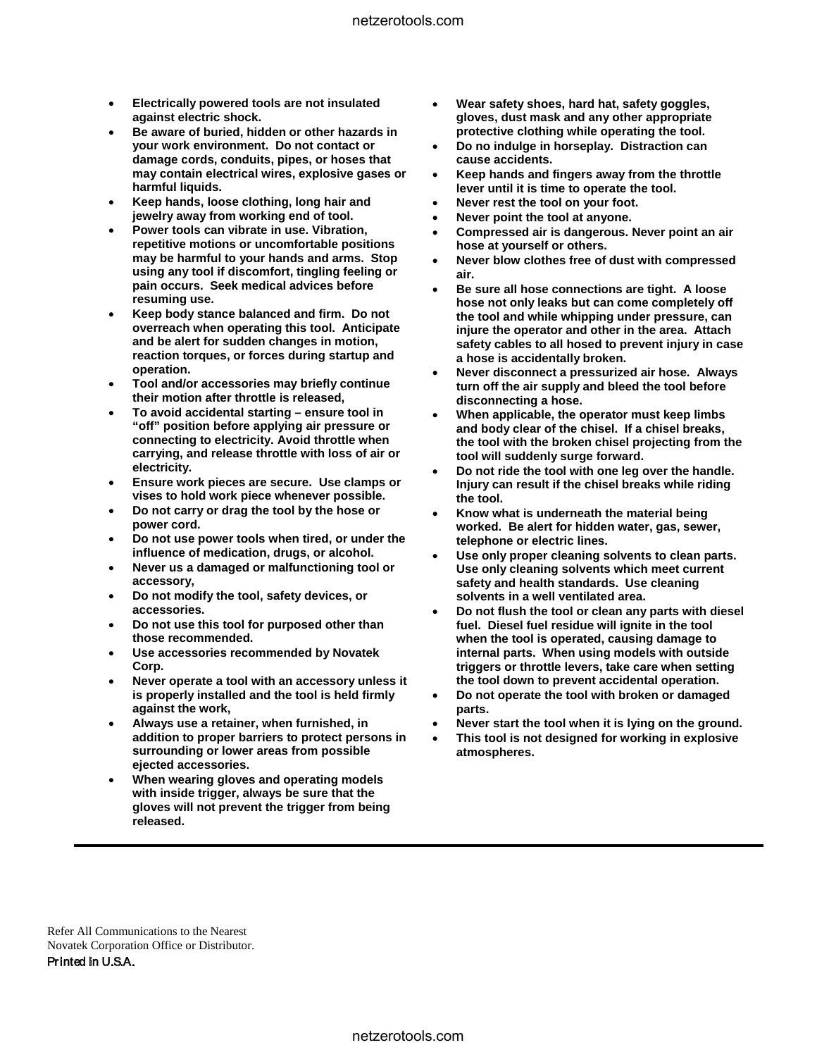- **Electrically powered tools are not insulated against electric shock.**
- **Be aware of buried, hidden or other hazards in your work environment. Do not contact or damage cords, conduits, pipes, or hoses that may contain electrical wires, explosive gases or harmful liquids.**
- **Keep hands, loose clothing, long hair and jewelry away from working end of tool.**
- **Power tools can vibrate in use. Vibration, repetitive motions or uncomfortable positions may be harmful to your hands and arms. Stop using any tool if discomfort, tingling feeling or pain occurs. Seek medical advices before resuming use.**
- **Keep body stance balanced and firm. Do not overreach when operating this tool. Anticipate and be alert for sudden changes in motion, reaction torques, or forces during startup and operation.**
- **Tool and/or accessories may briefly continue their motion after throttle is released,**
- **To avoid accidental starting – ensure tool in "off" position before applying air pressure or connecting to electricity. Avoid throttle when carrying, and release throttle with loss of air or electricity.**
- **Ensure work pieces are secure. Use clamps or vises to hold work piece whenever possible.**
- **Do not carry or drag the tool by the hose or power cord.**
- **Do not use power tools when tired, or under the influence of medication, drugs, or alcohol.**
- **Never us a damaged or malfunctioning tool or accessory,**
- **Do not modify the tool, safety devices, or accessories.**
- **Do not use this tool for purposed other than those recommended.**
- **Use accessories recommended by Novatek Corp.**
- **Never operate a tool with an accessory unless it is properly installed and the tool is held firmly against the work,**
- **Always use a retainer, when furnished, in addition to proper barriers to protect persons in surrounding or lower areas from possible ejected accessories.**
- **When wearing gloves and operating models with inside trigger, always be sure that the gloves will not prevent the trigger from being released.**
- **Wear safety shoes, hard hat, safety goggles, gloves, dust mask and any other appropriate protective clothing while operating the tool.**
- **Do no indulge in horseplay. Distraction can cause accidents.**
- **Keep hands and fingers away from the throttle lever until it is time to operate the tool.**
- **Never rest the tool on your foot.**
- **Never point the tool at anyone.**
- **Compressed air is dangerous. Never point an air hose at yourself or others.**
- **Never blow clothes free of dust with compressed air.**
- **Be sure all hose connections are tight. A loose hose not only leaks but can come completely off the tool and while whipping under pressure, can injure the operator and other in the area. Attach safety cables to all hosed to prevent injury in case a hose is accidentally broken.**
- **Never disconnect a pressurized air hose. Always turn off the air supply and bleed the tool before disconnecting a hose.**
- **When applicable, the operator must keep limbs and body clear of the chisel. If a chisel breaks, the tool with the broken chisel projecting from the tool will suddenly surge forward.**
- **Do not ride the tool with one leg over the handle. Injury can result if the chisel breaks while riding the tool.**
- **Know what is underneath the material being worked. Be alert for hidden water, gas, sewer, telephone or electric lines.**
- **Use only proper cleaning solvents to clean parts. Use only cleaning solvents which meet current safety and health standards. Use cleaning solvents in a well ventilated area.**
- **Do not flush the tool or clean any parts with diesel fuel. Diesel fuel residue will ignite in the tool when the tool is operated, causing damage to internal parts. When using models with outside triggers or throttle levers, take care when setting the tool down to prevent accidental operation.**
- **Do not operate the tool with broken or damaged parts.**
- **Never start the tool when it is lying on the ground.**
- **This tool is not designed for working in explosive atmospheres.**

---

Refer All Communications to the Nearest
Novatek Corporation Office or Distributor.
Printed in U.S.A.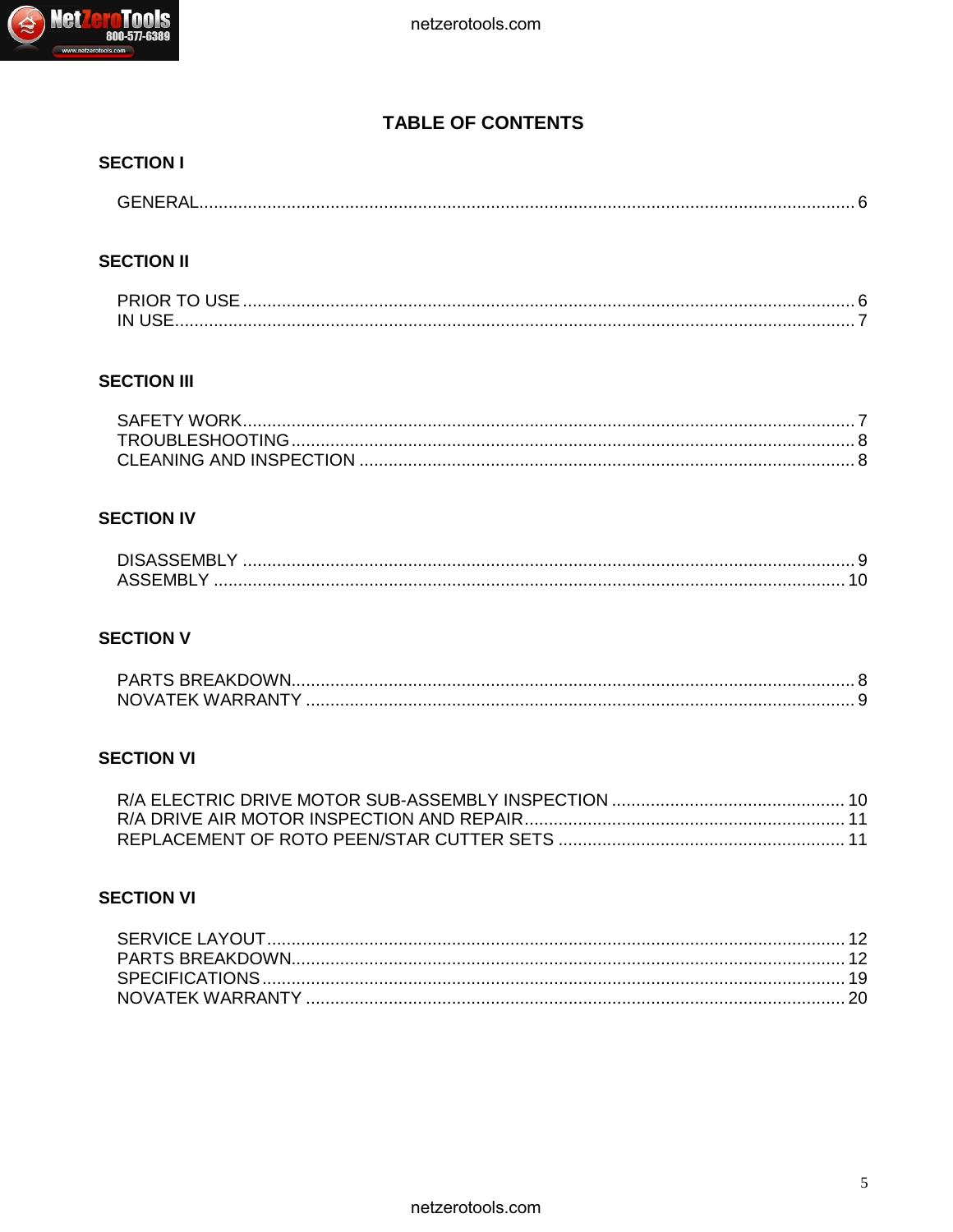# TABLE OF CONTENTS

## SECTION I

GENERAL...................................................................................................................... 6

## SECTION II

PRIOR TO USE ............................................................................................................ 6
IN USE.......................................................................................................................... 7

## SECTION III

SAFETY WORK............................................................................................................. 7
TROUBLESHOOTING.................................................................................................. 8
CLEANING AND INSPECTION .................................................................................... 8

## SECTION IV

DISASSEMBLY ............................................................................................................ 9
ASSEMBLY ................................................................................................................. 10

## SECTION V

PARTS BREAKDOWN.................................................................................................. 8
NOVATEK WARRANTY ................................................................................................ 9

## SECTION VI

R/A ELECTRIC DRIVE MOTOR SUB-ASSEMBLY INSPECTION ................................................ 10
R/A DRIVE AIR MOTOR INSPECTION AND REPAIR.................................................................. 11
REPLACEMENT OF ROTO PEEN/STAR CUTTER SETS ........................................................... 11

## SECTION VI

SERVICE LAYOUT...................................................................................................... 12
PARTS BREAKDOWN................................................................................................. 12
SPECIFICATIONS....................................................................................................... 19
NOVATEK WARRANTY .............................................................................................. 20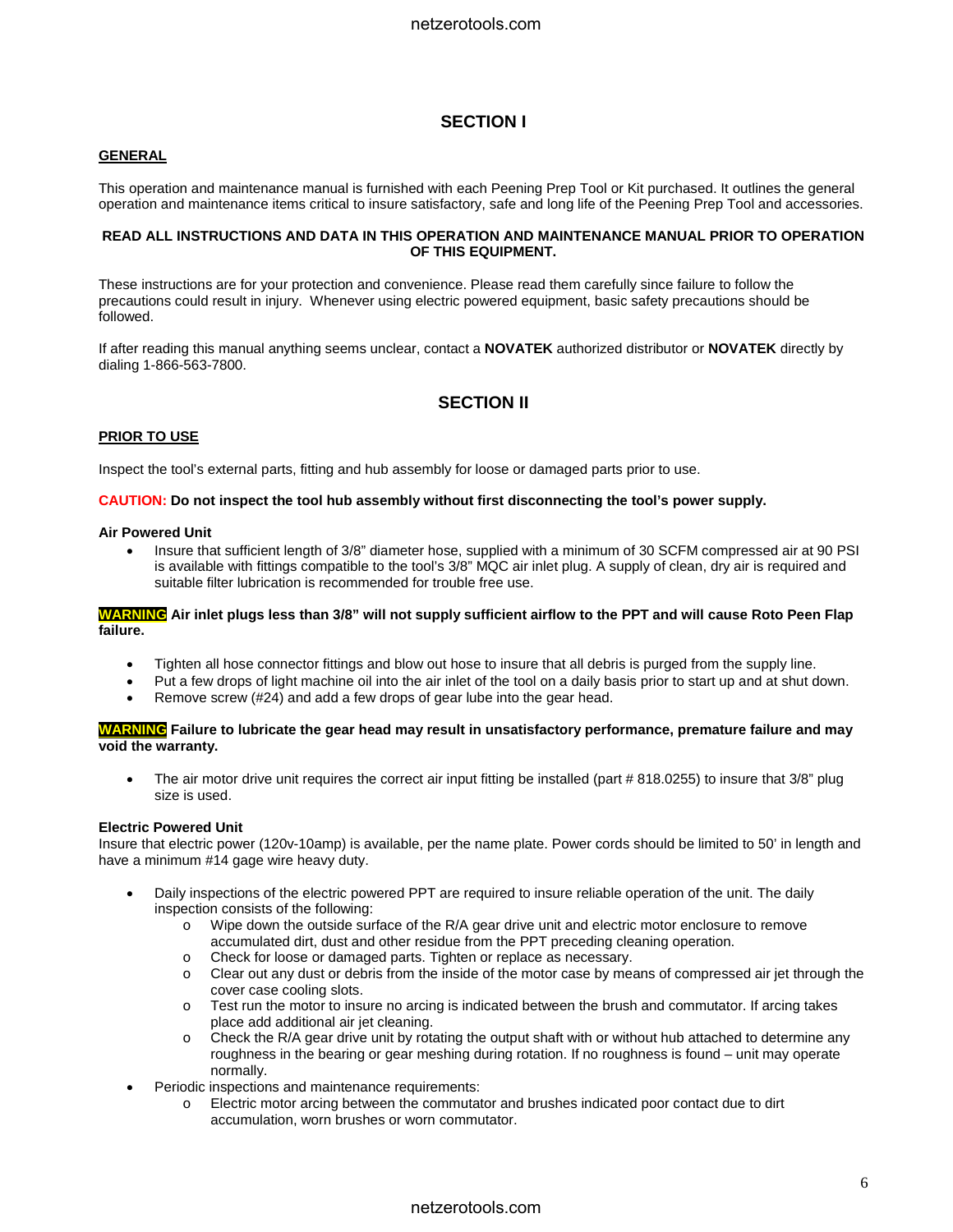# SECTION I

## GENERAL

This operation and maintenance manual is furnished with each Peening Prep Tool or Kit purchased. It outlines the general operation and maintenance items critical to insure satisfactory, safe and long life of the Peening Prep Tool and accessories.

**READ ALL INSTRUCTIONS AND DATA IN THIS OPERATION AND MAINTENANCE MANUAL PRIOR TO OPERATION OF THIS EQUIPMENT.**

These instructions are for your protection and convenience. Please read them carefully since failure to follow the precautions could result in injury. Whenever using electric powered equipment, basic safety precautions should be followed.

If after reading this manual anything seems unclear, contact a **NOVATEK** authorized distributor or **NOVATEK** directly by dialing 1-866-563-7800.

# SECTION II

## PRIOR TO USE

Inspect the tool's external parts, fitting and hub assembly for loose or damaged parts prior to use.

**CAUTION: Do not inspect the tool hub assembly without first disconnecting the tool's power supply.**

### Air Powered Unit

- Insure that sufficient length of 3/8" diameter hose, supplied with a minimum of 30 SCFM compressed air at 90 PSI is available with fittings compatible to the tool's 3/8" MQC air inlet plug. A supply of clean, dry air is required and suitable filter lubrication is recommended for trouble free use.

**WARNING Air inlet plugs less than 3/8" will not supply sufficient airflow to the PPT and will cause Roto Peen Flap failure.**

- Tighten all hose connector fittings and blow out hose to insure that all debris is purged from the supply line.
- Put a few drops of light machine oil into the air inlet of the tool on a daily basis prior to start up and at shut down.
- Remove screw (#24) and add a few drops of gear lube into the gear head.

**WARNING Failure to lubricate the gear head may result in unsatisfactory performance, premature failure and may void the warranty.**

- The air motor drive unit requires the correct air input fitting be installed (part # 818.0255) to insure that 3/8" plug size is used.

### Electric Powered Unit

Insure that electric power (120v-10amp) is available, per the name plate. Power cords should be limited to 50' in length and have a minimum #14 gage wire heavy duty.

- Daily inspections of the electric powered PPT are required to insure reliable operation of the unit. The daily inspection consists of the following:
  - Wipe down the outside surface of the R/A gear drive unit and electric motor enclosure to remove accumulated dirt, dust and other residue from the PPT preceding cleaning operation.
  - Check for loose or damaged parts. Tighten or replace as necessary.
  - Clear out any dust or debris from the inside of the motor case by means of compressed air jet through the cover case cooling slots.
  - Test run the motor to insure no arcing is indicated between the brush and commutator. If arcing takes place add additional air jet cleaning.
  - Check the R/A gear drive unit by rotating the output shaft with or without hub attached to determine any roughness in the bearing or gear meshing during rotation. If no roughness is found – unit may operate normally.
- Periodic inspections and maintenance requirements:
  - Electric motor arcing between the commutator and brushes indicated poor contact due to dirt accumulation, worn brushes or worn commutator.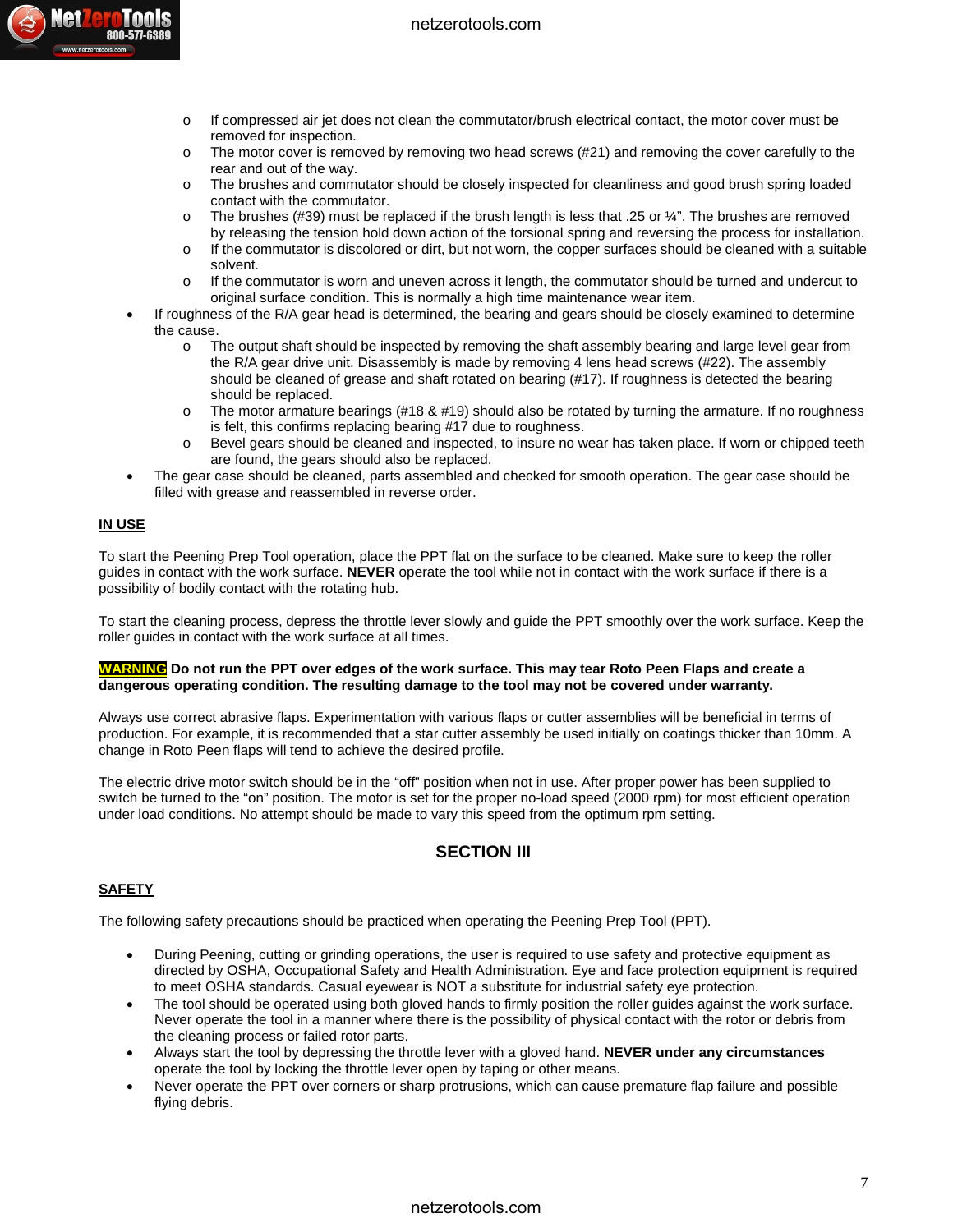- If compressed air jet does not clean the commutator/brush electrical contact, the motor cover must be removed for inspection.
  - The motor cover is removed by removing two head screws (#21) and removing the cover carefully to the rear and out of the way.
  - The brushes and commutator should be closely inspected for cleanliness and good brush spring loaded contact with the commutator.
  - The brushes (#39) must be replaced if the brush length is less that .25 or ¼". The brushes are removed by releasing the tension hold down action of the torsional spring and reversing the process for installation.
  - If the commutator is discolored or dirt, but not worn, the copper surfaces should be cleaned with a suitable solvent.
  - If the commutator is worn and uneven across it length, the commutator should be turned and undercut to original surface condition. This is normally a high time maintenance wear item.
- If roughness of the R/A gear head is determined, the bearing and gears should be closely examined to determine the cause.
  - The output shaft should be inspected by removing the shaft assembly bearing and large level gear from the R/A gear drive unit. Disassembly is made by removing 4 lens head screws (#22). The assembly should be cleaned of grease and shaft rotated on bearing (#17). If roughness is detected the bearing should be replaced.
  - The motor armature bearings (#18 & #19) should also be rotated by turning the armature. If no roughness is felt, this confirms replacing bearing #17 due to roughness.
  - Bevel gears should be cleaned and inspected, to insure no wear has taken place. If worn or chipped teeth are found, the gears should also be replaced.
- The gear case should be cleaned, parts assembled and checked for smooth operation. The gear case should be filled with grease and reassembled in reverse order.

**IN USE**

To start the Peening Prep Tool operation, place the PPT flat on the surface to be cleaned. Make sure to keep the roller guides in contact with the work surface. **NEVER** operate the tool while not in contact with the work surface if there is a possibility of bodily contact with the rotating hub.

To start the cleaning process, depress the throttle lever slowly and guide the PPT smoothly over the work surface. Keep the roller guides in contact with the work surface at all times.

**WARNING Do not run the PPT over edges of the work surface. This may tear Roto Peen Flaps and create a dangerous operating condition. The resulting damage to the tool may not be covered under warranty.**

Always use correct abrasive flaps. Experimentation with various flaps or cutter assemblies will be beneficial in terms of production. For example, it is recommended that a star cutter assembly be used initially on coatings thicker than 10mm. A change in Roto Peen flaps will tend to achieve the desired profile.

The electric drive motor switch should be in the "off" position when not in use. After proper power has been supplied to switch be turned to the "on" position. The motor is set for the proper no-load speed (2000 rpm) for most efficient operation under load conditions. No attempt should be made to vary this speed from the optimum rpm setting.

## SECTION III

**SAFETY**

The following safety precautions should be practiced when operating the Peening Prep Tool (PPT).

- During Peening, cutting or grinding operations, the user is required to use safety and protective equipment as directed by OSHA, Occupational Safety and Health Administration. Eye and face protection equipment is required to meet OSHA standards. Casual eyewear is NOT a substitute for industrial safety eye protection.
- The tool should be operated using both gloved hands to firmly position the roller guides against the work surface. Never operate the tool in a manner where there is the possibility of physical contact with the rotor or debris from the cleaning process or failed rotor parts.
- Always start the tool by depressing the throttle lever with a gloved hand. **NEVER under any circumstances** operate the tool by locking the throttle lever open by taping or other means.
- Never operate the PPT over corners or sharp protrusions, which can cause premature flap failure and possible flying debris.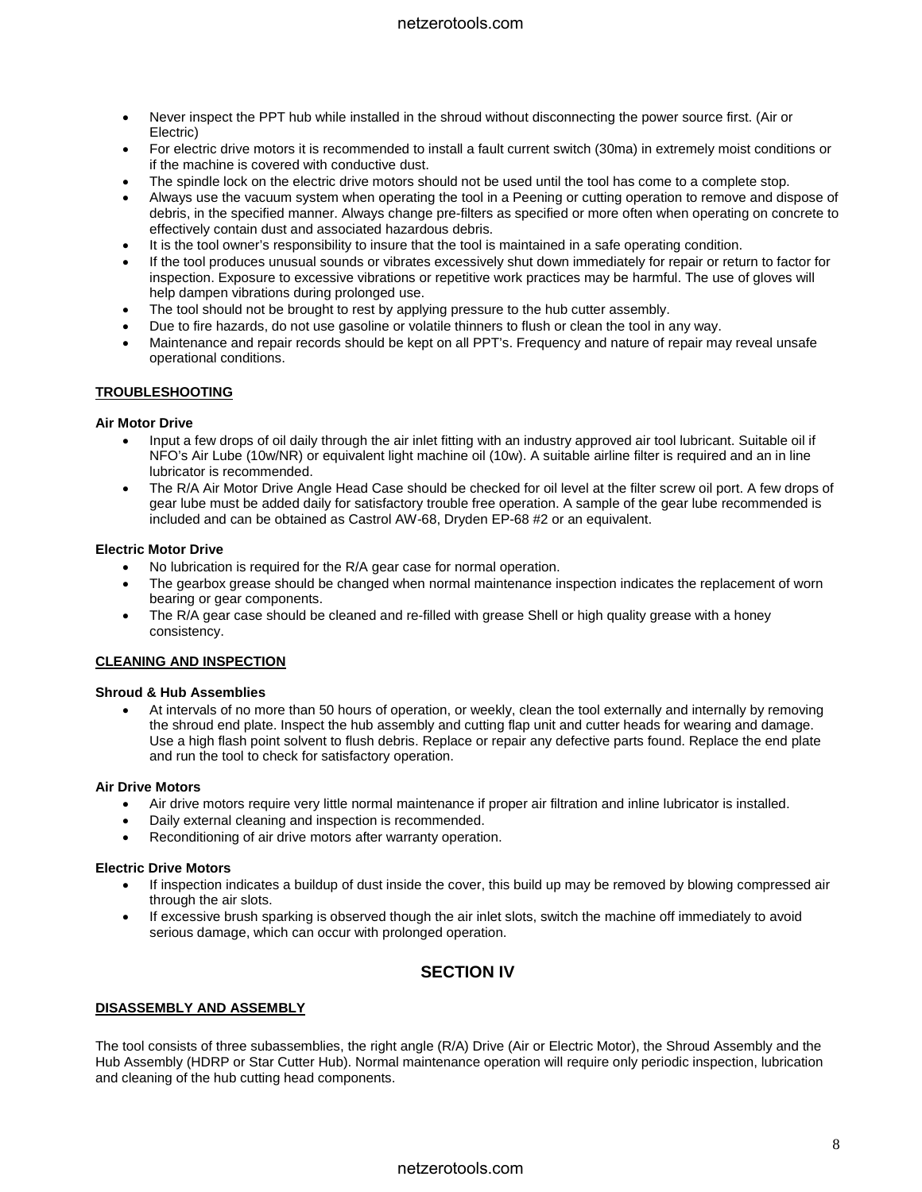- Never inspect the PPT hub while installed in the shroud without disconnecting the power source first. (Air or Electric)
- For electric drive motors it is recommended to install a fault current switch (30ma) in extremely moist conditions or if the machine is covered with conductive dust.
- The spindle lock on the electric drive motors should not be used until the tool has come to a complete stop.
- Always use the vacuum system when operating the tool in a Peening or cutting operation to remove and dispose of debris, in the specified manner. Always change pre-filters as specified or more often when operating on concrete to effectively contain dust and associated hazardous debris.
- It is the tool owner's responsibility to insure that the tool is maintained in a safe operating condition.
- If the tool produces unusual sounds or vibrates excessively shut down immediately for repair or return to factor for inspection. Exposure to excessive vibrations or repetitive work practices may be harmful. The use of gloves will help dampen vibrations during prolonged use.
- The tool should not be brought to rest by applying pressure to the hub cutter assembly.
- Due to fire hazards, do not use gasoline or volatile thinners to flush or clean the tool in any way.
- Maintenance and repair records should be kept on all PPT's. Frequency and nature of repair may reveal unsafe operational conditions.

## TROUBLESHOOTING

**Air Motor Drive**

- Input a few drops of oil daily through the air inlet fitting with an industry approved air tool lubricant. Suitable oil if NFO's Air Lube (10w/NR) or equivalent light machine oil (10w). A suitable airline filter is required and an in line lubricator is recommended.
- The R/A Air Motor Drive Angle Head Case should be checked for oil level at the filter screw oil port. A few drops of gear lube must be added daily for satisfactory trouble free operation. A sample of the gear lube recommended is included and can be obtained as Castrol AW-68, Dryden EP-68 #2 or an equivalent.

**Electric Motor Drive**

- No lubrication is required for the R/A gear case for normal operation.
- The gearbox grease should be changed when normal maintenance inspection indicates the replacement of worn bearing or gear components.
- The R/A gear case should be cleaned and re-filled with grease Shell or high quality grease with a honey consistency.

## CLEANING AND INSPECTION

**Shroud & Hub Assemblies**

- At intervals of no more than 50 hours of operation, or weekly, clean the tool externally and internally by removing the shroud end plate. Inspect the hub assembly and cutting flap unit and cutter heads for wearing and damage. Use a high flash point solvent to flush debris. Replace or repair any defective parts found. Replace the end plate and run the tool to check for satisfactory operation.

**Air Drive Motors**

- Air drive motors require very little normal maintenance if proper air filtration and inline lubricator is installed.
- Daily external cleaning and inspection is recommended.
- Reconditioning of air drive motors after warranty operation.

**Electric Drive Motors**

- If inspection indicates a buildup of dust inside the cover, this build up may be removed by blowing compressed air through the air slots.
- If excessive brush sparking is observed though the air inlet slots, switch the machine off immediately to avoid serious damage, which can occur with prolonged operation.

# SECTION IV

## DISASSEMBLY AND ASSEMBLY

The tool consists of three subassemblies, the right angle (R/A) Drive (Air or Electric Motor), the Shroud Assembly and the Hub Assembly (HDRP or Star Cutter Hub). Normal maintenance operation will require only periodic inspection, lubrication and cleaning of the hub cutting head components.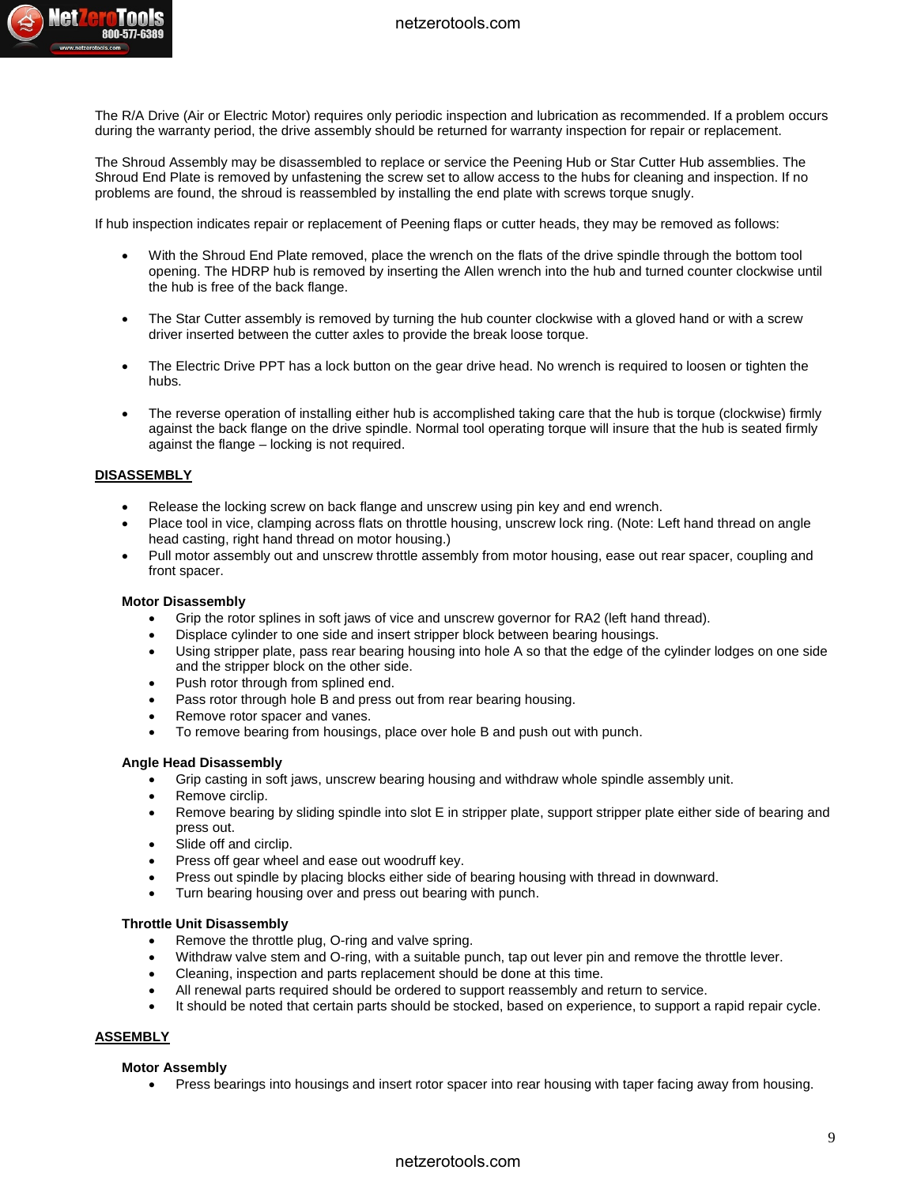The R/A Drive (Air or Electric Motor) requires only periodic inspection and lubrication as recommended. If a problem occurs during the warranty period, the drive assembly should be returned for warranty inspection for repair or replacement.

The Shroud Assembly may be disassembled to replace or service the Peening Hub or Star Cutter Hub assemblies. The Shroud End Plate is removed by unfastening the screw set to allow access to the hubs for cleaning and inspection. If no problems are found, the shroud is reassembled by installing the end plate with screws torque snugly.

If hub inspection indicates repair or replacement of Peening flaps or cutter heads, they may be removed as follows:

- With the Shroud End Plate removed, place the wrench on the flats of the drive spindle through the bottom tool opening. The HDRP hub is removed by inserting the Allen wrench into the hub and turned counter clockwise until the hub is free of the back flange.
- The Star Cutter assembly is removed by turning the hub counter clockwise with a gloved hand or with a screw driver inserted between the cutter axles to provide the break loose torque.
- The Electric Drive PPT has a lock button on the gear drive head. No wrench is required to loosen or tighten the hubs.
- The reverse operation of installing either hub is accomplished taking care that the hub is torque (clockwise) firmly against the back flange on the drive spindle. Normal tool operating torque will insure that the hub is seated firmly against the flange – locking is not required.

## DISASSEMBLY

- Release the locking screw on back flange and unscrew using pin key and end wrench.
- Place tool in vice, clamping across flats on throttle housing, unscrew lock ring. (Note: Left hand thread on angle head casting, right hand thread on motor housing.)
- Pull motor assembly out and unscrew throttle assembly from motor housing, ease out rear spacer, coupling and front spacer.

### Motor Disassembly

- Grip the rotor splines in soft jaws of vice and unscrew governor for RA2 (left hand thread).
- Displace cylinder to one side and insert stripper block between bearing housings.
- Using stripper plate, pass rear bearing housing into hole A so that the edge of the cylinder lodges on one side and the stripper block on the other side.
- Push rotor through from splined end.
- Pass rotor through hole B and press out from rear bearing housing.
- Remove rotor spacer and vanes.
- To remove bearing from housings, place over hole B and push out with punch.

### Angle Head Disassembly

- Grip casting in soft jaws, unscrew bearing housing and withdraw whole spindle assembly unit.
- Remove circlip.
- Remove bearing by sliding spindle into slot E in stripper plate, support stripper plate either side of bearing and press out.
- Slide off and circlip.
- Press off gear wheel and ease out woodruff key.
- Press out spindle by placing blocks either side of bearing housing with thread in downward.
- Turn bearing housing over and press out bearing with punch.

### Throttle Unit Disassembly

- Remove the throttle plug, O-ring and valve spring.
- Withdraw valve stem and O-ring, with a suitable punch, tap out lever pin and remove the throttle lever.
- Cleaning, inspection and parts replacement should be done at this time.
- All renewal parts required should be ordered to support reassembly and return to service.
- It should be noted that certain parts should be stocked, based on experience, to support a rapid repair cycle.

## ASSEMBLY

### Motor Assembly

- Press bearings into housings and insert rotor spacer into rear housing with taper facing away from housing.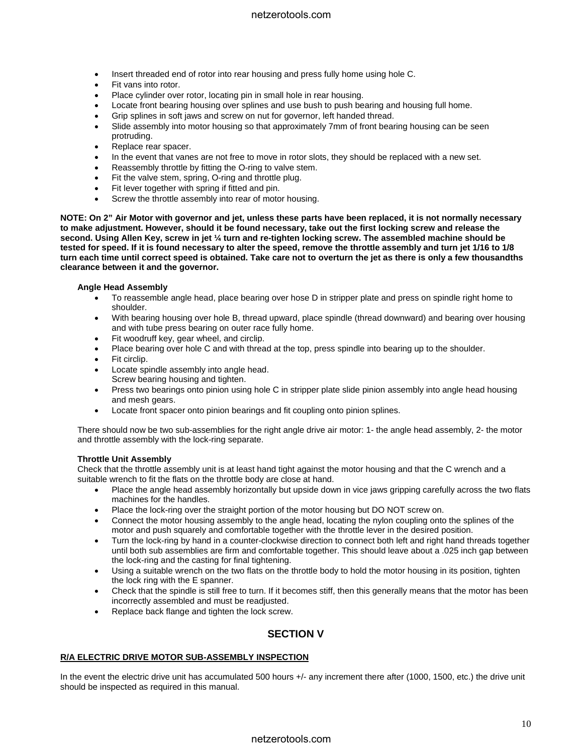- Insert threaded end of rotor into rear housing and press fully home using hole C.
- Fit vans into rotor.
- Place cylinder over rotor, locating pin in small hole in rear housing.
- Locate front bearing housing over splines and use bush to push bearing and housing full home.
- Grip splines in soft jaws and screw on nut for governor, left handed thread.
- Slide assembly into motor housing so that approximately 7mm of front bearing housing can be seen protruding.
- Replace rear spacer.
- In the event that vanes are not free to move in rotor slots, they should be replaced with a new set.
- Reassembly throttle by fitting the O-ring to valve stem.
- Fit the valve stem, spring, O-ring and throttle plug.
- Fit lever together with spring if fitted and pin.
- Screw the throttle assembly into rear of motor housing.

**NOTE: On 2" Air Motor with governor and jet, unless these parts have been replaced, it is not normally necessary to make adjustment. However, should it be found necessary, take out the first locking screw and release the second. Using Allen Key, screw in jet ¼ turn and re-tighten locking screw. The assembled machine should be tested for speed. If it is found necessary to alter the speed, remove the throttle assembly and turn jet 1/16 to 1/8 turn each time until correct speed is obtained. Take care not to overturn the jet as there is only a few thousandths clearance between it and the governor.**

**Angle Head Assembly**

- To reassemble angle head, place bearing over hose D in stripper plate and press on spindle right home to shoulder.
- With bearing housing over hole B, thread upward, place spindle (thread downward) and bearing over housing and with tube press bearing on outer race fully home.
- Fit woodruff key, gear wheel, and circlip.
- Place bearing over hole C and with thread at the top, press spindle into bearing up to the shoulder.
- Fit circlip.
- Locate spindle assembly into angle head.
  Screw bearing housing and tighten.
- Press two bearings onto pinion using hole C in stripper plate slide pinion assembly into angle head housing and mesh gears.
- Locate front spacer onto pinion bearings and fit coupling onto pinion splines.

There should now be two sub-assemblies for the right angle drive air motor: 1- the angle head assembly, 2- the motor and throttle assembly with the lock-ring separate.

**Throttle Unit Assembly**

Check that the throttle assembly unit is at least hand tight against the motor housing and that the C wrench and a suitable wrench to fit the flats on the throttle body are close at hand.

- Place the angle head assembly horizontally but upside down in vice jaws gripping carefully across the two flats machines for the handles.
- Place the lock-ring over the straight portion of the motor housing but DO NOT screw on.
- Connect the motor housing assembly to the angle head, locating the nylon coupling onto the splines of the motor and push squarely and comfortable together with the throttle lever in the desired position.
- Turn the lock-ring by hand in a counter-clockwise direction to connect both left and right hand threads together until both sub assemblies are firm and comfortable together. This should leave about a .025 inch gap between the lock-ring and the casting for final tightening.
- Using a suitable wrench on the two flats on the throttle body to hold the motor housing in its position, tighten the lock ring with the E spanner.
- Check that the spindle is still free to turn. If it becomes stiff, then this generally means that the motor has been incorrectly assembled and must be readjusted.
- Replace back flange and tighten the lock screw.

## SECTION V

**R/A ELECTRIC DRIVE MOTOR SUB-ASSEMBLY INSPECTION**

In the event the electric drive unit has accumulated 500 hours +/- any increment there after (1000, 1500, etc.) the drive unit should be inspected as required in this manual.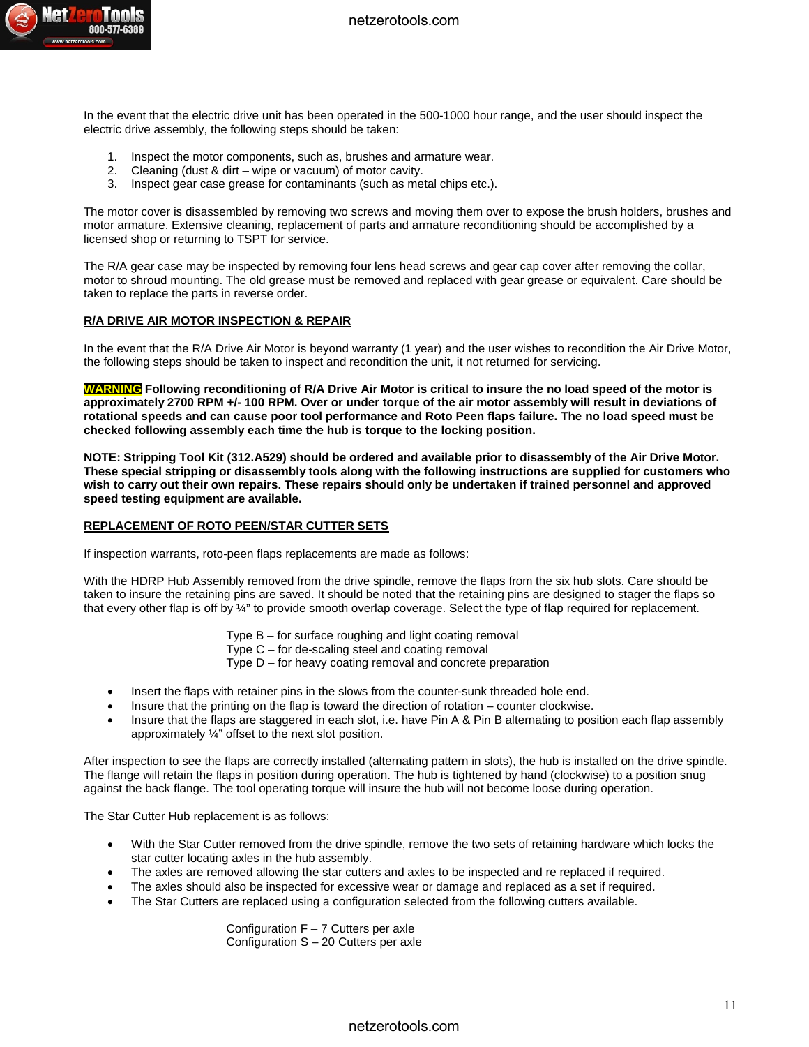In the event that the electric drive unit has been operated in the 500-1000 hour range, and the user should inspect the electric drive assembly, the following steps should be taken:

1. Inspect the motor components, such as, brushes and armature wear.
2. Cleaning (dust & dirt – wipe or vacuum) of motor cavity.
3. Inspect gear case grease for contaminants (such as metal chips etc.).

The motor cover is disassembled by removing two screws and moving them over to expose the brush holders, brushes and motor armature. Extensive cleaning, replacement of parts and armature reconditioning should be accomplished by a licensed shop or returning to TSPT for service.

The R/A gear case may be inspected by removing four lens head screws and gear cap cover after removing the collar, motor to shroud mounting. The old grease must be removed and replaced with gear grease or equivalent. Care should be taken to replace the parts in reverse order.

**R/A DRIVE AIR MOTOR INSPECTION & REPAIR**

In the event that the R/A Drive Air Motor is beyond warranty (1 year) and the user wishes to recondition the Air Drive Motor, the following steps should be taken to inspect and recondition the unit, it not returned for servicing.

**WARNING Following reconditioning of R/A Drive Air Motor is critical to insure the no load speed of the motor is approximately 2700 RPM +/- 100 RPM. Over or under torque of the air motor assembly will result in deviations of rotational speeds and can cause poor tool performance and Roto Peen flaps failure. The no load speed must be checked following assembly each time the hub is torque to the locking position.**

**NOTE: Stripping Tool Kit (312.A529) should be ordered and available prior to disassembly of the Air Drive Motor. These special stripping or disassembly tools along with the following instructions are supplied for customers who wish to carry out their own repairs. These repairs should only be undertaken if trained personnel and approved speed testing equipment are available.**

**REPLACEMENT OF ROTO PEEN/STAR CUTTER SETS**

If inspection warrants, roto-peen flaps replacements are made as follows:

With the HDRP Hub Assembly removed from the drive spindle, remove the flaps from the six hub slots. Care should be taken to insure the retaining pins are saved. It should be noted that the retaining pins are designed to stager the flaps so that every other flap is off by ¼" to provide smooth overlap coverage. Select the type of flap required for replacement.

Type B – for surface roughing and light coating removal
Type C – for de-scaling steel and coating removal
Type D – for heavy coating removal and concrete preparation

- Insert the flaps with retainer pins in the slows from the counter-sunk threaded hole end.
- Insure that the printing on the flap is toward the direction of rotation – counter clockwise.
- Insure that the flaps are staggered in each slot, i.e. have Pin A & Pin B alternating to position each flap assembly approximately ¼" offset to the next slot position.

After inspection to see the flaps are correctly installed (alternating pattern in slots), the hub is installed on the drive spindle. The flange will retain the flaps in position during operation. The hub is tightened by hand (clockwise) to a position snug against the back flange. The tool operating torque will insure the hub will not become loose during operation.

The Star Cutter Hub replacement is as follows:

- With the Star Cutter removed from the drive spindle, remove the two sets of retaining hardware which locks the star cutter locating axles in the hub assembly.
- The axles are removed allowing the star cutters and axles to be inspected and re replaced if required.
- The axles should also be inspected for excessive wear or damage and replaced as a set if required.
- The Star Cutters are replaced using a configuration selected from the following cutters available.

Configuration F – 7 Cutters per axle
Configuration S – 20 Cutters per axle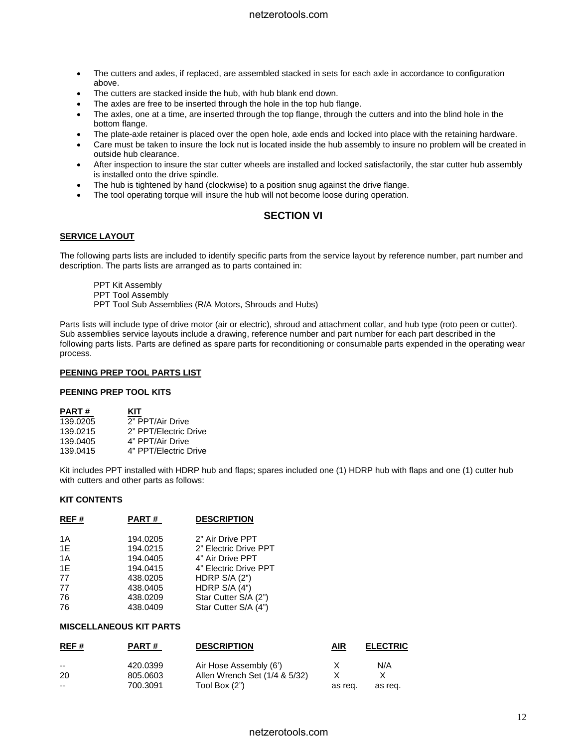- The cutters and axles, if replaced, are assembled stacked in sets for each axle in accordance to configuration above.
- The cutters are stacked inside the hub, with hub blank end down.
- The axles are free to be inserted through the hole in the top hub flange.
- The axles, one at a time, are inserted through the top flange, through the cutters and into the blind hole in the bottom flange.
- The plate-axle retainer is placed over the open hole, axle ends and locked into place with the retaining hardware.
- Care must be taken to insure the lock nut is located inside the hub assembly to insure no problem will be created in outside hub clearance.
- After inspection to insure the star cutter wheels are installed and locked satisfactorily, the star cutter hub assembly is installed onto the drive spindle.
- The hub is tightened by hand (clockwise) to a position snug against the drive flange.
- The tool operating torque will insure the hub will not become loose during operation.

## SECTION VI

**SERVICE LAYOUT**

The following parts lists are included to identify specific parts from the service layout by reference number, part number and description. The parts lists are arranged as to parts contained in:

PPT Kit Assembly
PPT Tool Assembly
PPT Tool Sub Assemblies (R/A Motors, Shrouds and Hubs)

Parts lists will include type of drive motor (air or electric), shroud and attachment collar, and hub type (roto peen or cutter). Sub assemblies service layouts include a drawing, reference number and part number for each part described in the following parts lists. Parts are defined as spare parts for reconditioning or consumable parts expended in the operating wear process.

**PEENING PREP TOOL PARTS LIST**

**PEENING PREP TOOL KITS**

| PART # | KIT |
|---|---|
| 139.0205 | 2" PPT/Air Drive |
| 139.0215 | 2" PPT/Electric Drive |
| 139.0405 | 4" PPT/Air Drive |
| 139.0415 | 4" PPT/Electric Drive |

Kit includes PPT installed with HDRP hub and flaps; spares included one (1) HDRP hub with flaps and one (1) cutter hub with cutters and other parts as follows:

**KIT CONTENTS**

| REF # | PART # | DESCRIPTION |
|---|---|---|
| 1A | 194.0205 | 2" Air Drive PPT |
| 1E | 194.0215 | 2" Electric Drive PPT |
| 1A | 194.0405 | 4" Air Drive PPT |
| 1E | 194.0415 | 4" Electric Drive PPT |
| 77 | 438.0205 | HDRP S/A (2") |
| 77 | 438.0405 | HDRP S/A (4") |
| 76 | 438.0209 | Star Cutter S/A (2") |
| 76 | 438.0409 | Star Cutter S/A (4") |

**MISCELLANEOUS KIT PARTS**

| REF # | PART # | DESCRIPTION | AIR | ELECTRIC |
|---|---|---|---|---|
| -- | 420.0399 | Air Hose Assembly (6') | X | N/A |
| 20 | 805.0603 | Allen Wrench Set (1/4 & 5/32) | X | X |
| -- | 700.3091 | Tool Box (2") | as req. | as req. |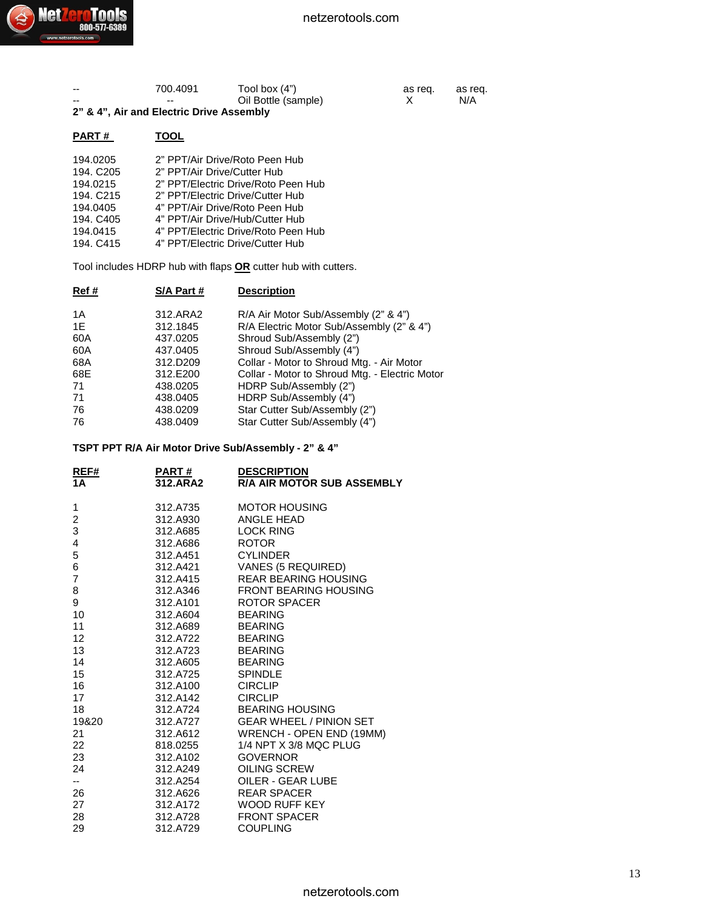| | | | | |
|---|---|---|---|---|
| -- | 700.4091 | Tool box (4") | as req. | as req. |
| -- | -- | Oil Bottle (sample) | X | N/A |

**2" & 4", Air and Electric Drive Assembly**

| PART # | TOOL |
|---|---|
| 194.0205 | 2" PPT/Air Drive/Roto Peen Hub |
| 194. C205 | 2" PPT/Air Drive/Cutter Hub |
| 194.0215 | 2" PPT/Electric Drive/Roto Peen Hub |
| 194. C215 | 2" PPT/Electric Drive/Cutter Hub |
| 194.0405 | 4" PPT/Air Drive/Roto Peen Hub |
| 194. C405 | 4" PPT/Air Drive/Hub/Cutter Hub |
| 194.0415 | 4" PPT/Electric Drive/Roto Peen Hub |
| 194. C415 | 4" PPT/Electric Drive/Cutter Hub |

Tool includes HDRP hub with flaps **OR** cutter hub with cutters.

| Ref # | S/A Part # | Description |
|---|---|---|
| 1A | 312.ARA2 | R/A Air Motor Sub/Assembly (2" & 4") |
| 1E | 312.1845 | R/A Electric Motor Sub/Assembly (2" & 4") |
| 60A | 437.0205 | Shroud Sub/Assembly (2") |
| 60A | 437.0405 | Shroud Sub/Assembly (4") |
| 68A | 312.D209 | Collar - Motor to Shroud Mtg. - Air Motor |
| 68E | 312.E200 | Collar - Motor to Shroud Mtg. - Electric Motor |
| 71 | 438.0205 | HDRP Sub/Assembly (2") |
| 71 | 438.0405 | HDRP Sub/Assembly (4") |
| 76 | 438.0209 | Star Cutter Sub/Assembly (2") |
| 76 | 438.0409 | Star Cutter Sub/Assembly (4") |

**TSPT PPT R/A Air Motor Drive Sub/Assembly - 2" & 4"**

| REF# | PART # | DESCRIPTION |
|---|---|---|
| **1A** | **312.ARA2** | **R/A AIR MOTOR SUB ASSEMBLY** |
| 1 | 312.A735 | MOTOR HOUSING |
| 2 | 312.A930 | ANGLE HEAD |
| 3 | 312.A685 | LOCK RING |
| 4 | 312.A686 | ROTOR |
| 5 | 312.A451 | CYLINDER |
| 6 | 312.A421 | VANES (5 REQUIRED) |
| 7 | 312.A415 | REAR BEARING HOUSING |
| 8 | 312.A346 | FRONT BEARING HOUSING |
| 9 | 312.A101 | ROTOR SPACER |
| 10 | 312.A604 | BEARING |
| 11 | 312.A689 | BEARING |
| 12 | 312.A722 | BEARING |
| 13 | 312.A723 | BEARING |
| 14 | 312.A605 | BEARING |
| 15 | 312.A725 | SPINDLE |
| 16 | 312.A100 | CIRCLIP |
| 17 | 312.A142 | CIRCLIP |
| 18 | 312.A724 | BEARING HOUSING |
| 19&20 | 312.A727 | GEAR WHEEL / PINION SET |
| 21 | 312.A612 | WRENCH - OPEN END (19MM) |
| 22 | 818.0255 | 1/4 NPT X 3/8 MQC PLUG |
| 23 | 312.A102 | GOVERNOR |
| 24 | 312.A249 | OILING SCREW |
| -- | 312.A254 | OILER - GEAR LUBE |
| 26 | 312.A626 | REAR SPACER |
| 27 | 312.A172 | WOOD RUFF KEY |
| 28 | 312.A728 | FRONT SPACER |
| 29 | 312.A729 | COUPLING |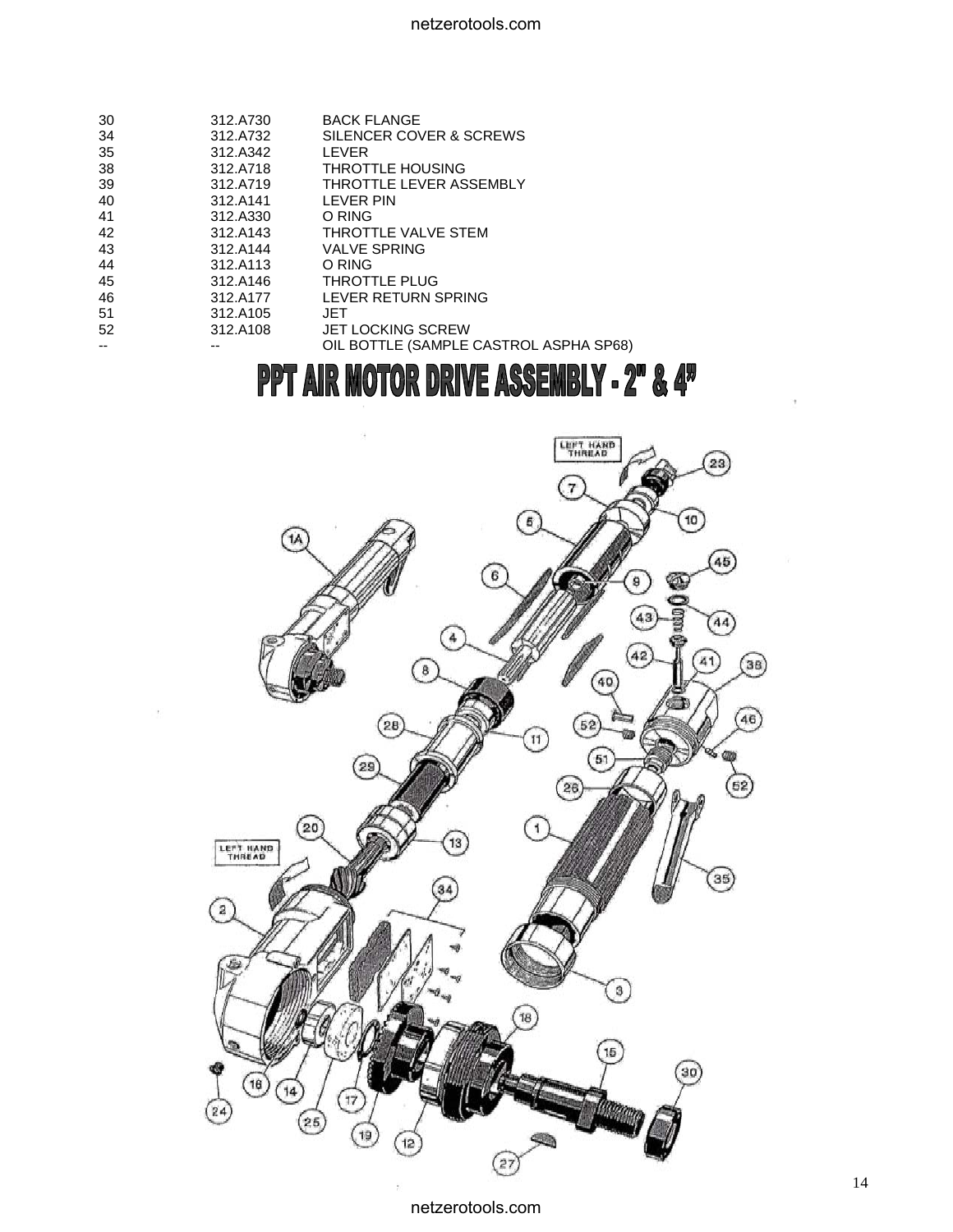| | | |
|---|---|---|
| 30 | 312.A730 | BACK FLANGE |
| 34 | 312.A732 | SILENCER COVER & SCREWS |
| 35 | 312.A342 | LEVER |
| 38 | 312.A718 | THROTTLE HOUSING |
| 39 | 312.A719 | THROTTLE LEVER ASSEMBLY |
| 40 | 312.A141 | LEVER PIN |
| 41 | 312.A330 | O RING |
| 42 | 312.A143 | THROTTLE VALVE STEM |
| 43 | 312.A144 | VALVE SPRING |
| 44 | 312.A113 | O RING |
| 45 | 312.A146 | THROTTLE PLUG |
| 46 | 312.A177 | LEVER RETURN SPRING |
| 51 | 312.A105 | JET |
| 52 | 312.A108 | JET LOCKING SCREW |
| -- | -- | OIL BOTTLE (SAMPLE CASTROL ASPHA SP68) |

# PPT AIR MOTOR DRIVE ASSEMBLY - 2" & 4"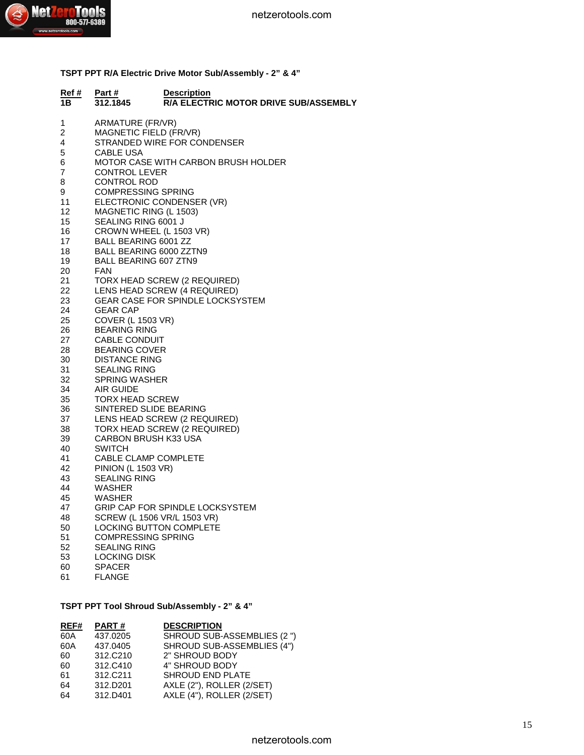### TSPT PPT R/A Electric Drive Motor Sub/Assembly - 2" & 4"

| Ref # | Part # | Description |
|---|---|---|
| **1B** | **312.1845** | **R/A ELECTRIC MOTOR DRIVE SUB/ASSEMBLY** |
| 1 | | ARMATURE (FR/VR) |
| 2 | | MAGNETIC FIELD (FR/VR) |
| 4 | | STRANDED WIRE FOR CONDENSER |
| 5 | | CABLE USA |
| 6 | | MOTOR CASE WITH CARBON BRUSH HOLDER |
| 7 | | CONTROL LEVER |
| 8 | | CONTROL ROD |
| 9 | | COMPRESSING SPRING |
| 11 | | ELECTRONIC CONDENSER (VR) |
| 12 | | MAGNETIC RING (L 1503) |
| 15 | | SEALING RING 6001 J |
| 16 | | CROWN WHEEL (L 1503 VR) |
| 17 | | BALL BEARING 6001 ZZ |
| 18 | | BALL BEARING 6000 ZZTN9 |
| 19 | | BALL BEARING 607 ZTN9 |
| 20 | | FAN |
| 21 | | TORX HEAD SCREW (2 REQUIRED) |
| 22 | | LENS HEAD SCREW (4 REQUIRED) |
| 23 | | GEAR CASE FOR SPINDLE LOCKSYSTEM |
| 24 | | GEAR CAP |
| 25 | | COVER (L 1503 VR) |
| 26 | | BEARING RING |
| 27 | | CABLE CONDUIT |
| 28 | | BEARING COVER |
| 30 | | DISTANCE RING |
| 31 | | SEALING RING |
| 32 | | SPRING WASHER |
| 34 | | AIR GUIDE |
| 35 | | TORX HEAD SCREW |
| 36 | | SINTERED SLIDE BEARING |
| 37 | | LENS HEAD SCREW (2 REQUIRED) |
| 38 | | TORX HEAD SCREW (2 REQUIRED) |
| 39 | | CARBON BRUSH K33 USA |
| 40 | | SWITCH |
| 41 | | CABLE CLAMP COMPLETE |
| 42 | | PINION (L 1503 VR) |
| 43 | | SEALING RING |
| 44 | | WASHER |
| 45 | | WASHER |
| 47 | | GRIP CAP FOR SPINDLE LOCKSYSTEM |
| 48 | | SCREW (L 1506 VR/L 1503 VR) |
| 50 | | LOCKING BUTTON COMPLETE |
| 51 | | COMPRESSING SPRING |
| 52 | | SEALING RING |
| 53 | | LOCKING DISK |
| 60 | | SPACER |
| 61 | | FLANGE |

### TSPT PPT Tool Shroud Sub/Assembly - 2" & 4"

| REF# | PART # | DESCRIPTION |
|---|---|---|
| 60A | 437.0205 | SHROUD SUB-ASSEMBLIES (2 ") |
| 60A | 437.0405 | SHROUD SUB-ASSEMBLIES (4") |
| 60 | 312.C210 | 2" SHROUD BODY |
| 60 | 312.C410 | 4" SHROUD BODY |
| 61 | 312.C211 | SHROUD END PLATE |
| 64 | 312.D201 | AXLE (2"), ROLLER (2/SET) |
| 64 | 312.D401 | AXLE (4"), ROLLER (2/SET) |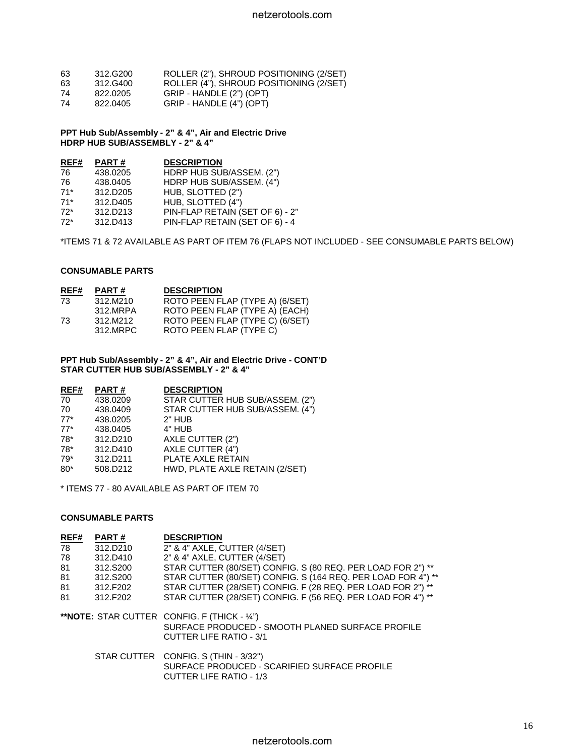| | | |
|---|---|---|
| 63 | 312.G200 | ROLLER (2"), SHROUD POSITIONING (2/SET) |
| 63 | 312.G400 | ROLLER (4"), SHROUD POSITIONING (2/SET) |
| 74 | 822.0205 | GRIP - HANDLE (2") (OPT) |
| 74 | 822.0405 | GRIP - HANDLE (4") (OPT) |

**PPT Hub Sub/Assembly - 2" & 4", Air and Electric Drive**
**HDRP HUB SUB/ASSEMBLY - 2" & 4"**

| REF# | PART # | DESCRIPTION |
|---|---|---|
| 76 | 438.0205 | HDRP HUB SUB/ASSEM. (2") |
| 76 | 438.0405 | HDRP HUB SUB/ASSEM. (4") |
| 71* | 312.D205 | HUB, SLOTTED (2") |
| 71* | 312.D405 | HUB, SLOTTED (4") |
| 72* | 312.D213 | PIN-FLAP RETAIN (SET OF 6) - 2" |
| 72* | 312.D413 | PIN-FLAP RETAIN (SET OF 6) - 4 |

*ITEMS 71 & 72 AVAILABLE AS PART OF ITEM 76 (FLAPS NOT INCLUDED - SEE CONSUMABLE PARTS BELOW)

**CONSUMABLE PARTS**

| REF# | PART # | DESCRIPTION |
|---|---|---|
| 73 | 312.M210 | ROTO PEEN FLAP (TYPE A) (6/SET) |
| | 312.MRPA | ROTO PEEN FLAP (TYPE A) (EACH) |
| 73 | 312.M212 | ROTO PEEN FLAP (TYPE C) (6/SET) |
| | 312.MRPC | ROTO PEEN FLAP (TYPE C) |

**PPT Hub Sub/Assembly - 2" & 4", Air and Electric Drive - CONT'D**
**STAR CUTTER HUB SUB/ASSEMBLY - 2" & 4"**

| REF# | PART # | DESCRIPTION |
|---|---|---|
| 70 | 438.0209 | STAR CUTTER HUB SUB/ASSEM. (2") |
| 70 | 438.0409 | STAR CUTTER HUB SUB/ASSEM. (4") |
| 77* | 438.0205 | 2" HUB |
| 77* | 438.0405 | 4" HUB |
| 78* | 312.D210 | AXLE CUTTER (2") |
| 78* | 312.D410 | AXLE CUTTER (4") |
| 79* | 312.D211 | PLATE AXLE RETAIN |
| 80* | 508.D212 | HWD, PLATE AXLE RETAIN (2/SET) |

\* ITEMS 77 - 80 AVAILABLE AS PART OF ITEM 70

**CONSUMABLE PARTS**

| REF# | PART # | DESCRIPTION |
|---|---|---|
| 78 | 312.D210 | 2" & 4" AXLE, CUTTER (4/SET) |
| 78 | 312.D410 | 2" & 4" AXLE, CUTTER (4/SET) |
| 81 | 312.S200 | STAR CUTTER (80/SET) CONFIG. S (80 REQ. PER LOAD FOR 2") ** |
| 81 | 312.S200 | STAR CUTTER (80/SET) CONFIG. S (164 REQ. PER LOAD FOR 4") ** |
| 81 | 312.F202 | STAR CUTTER (28/SET) CONFIG. F (28 REQ. PER LOAD FOR 2") ** |
| 81 | 312.F202 | STAR CUTTER (28/SET) CONFIG. F (56 REQ. PER LOAD FOR 4") ** |

****NOTE:** STAR CUTTER CONFIG. F (THICK - ¼")
SURFACE PRODUCED - SMOOTH PLANED SURFACE PROFILE
CUTTER LIFE RATIO - 3/1

STAR CUTTER CONFIG. S (THIN - 3/32")
SURFACE PRODUCED - SCARIFIED SURFACE PROFILE
CUTTER LIFE RATIO - 1/3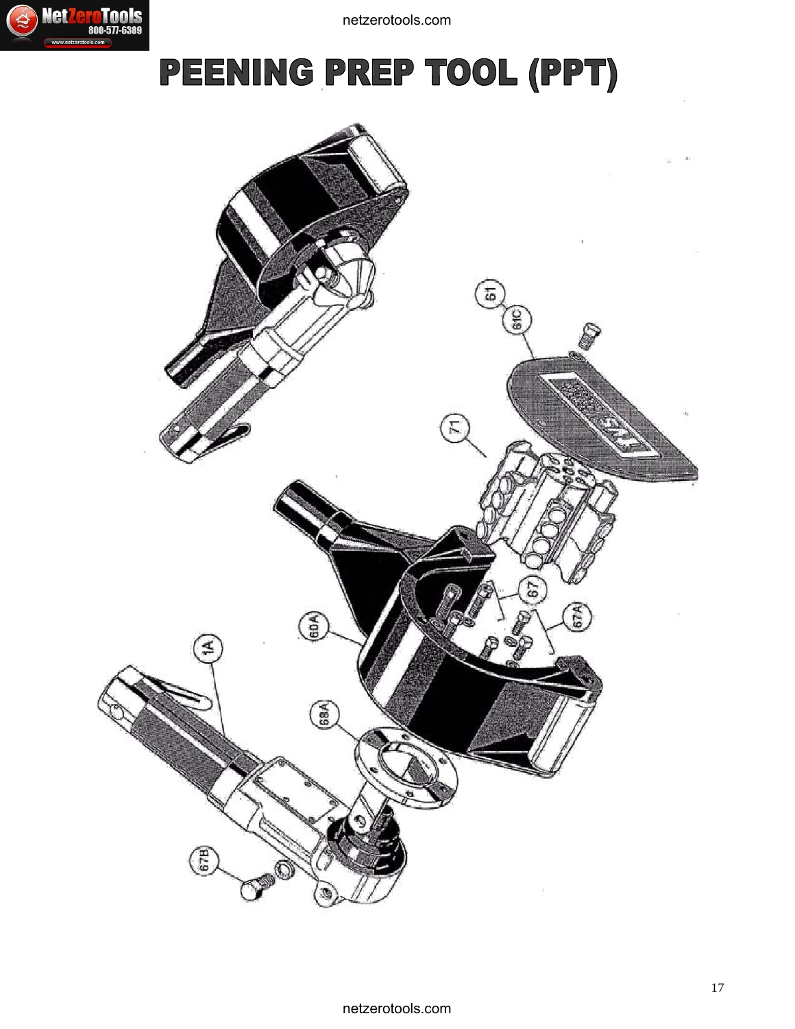# PEENING PREP TOOL (PPT)

61

61C

71

67

67A

60A

1A

68A

67B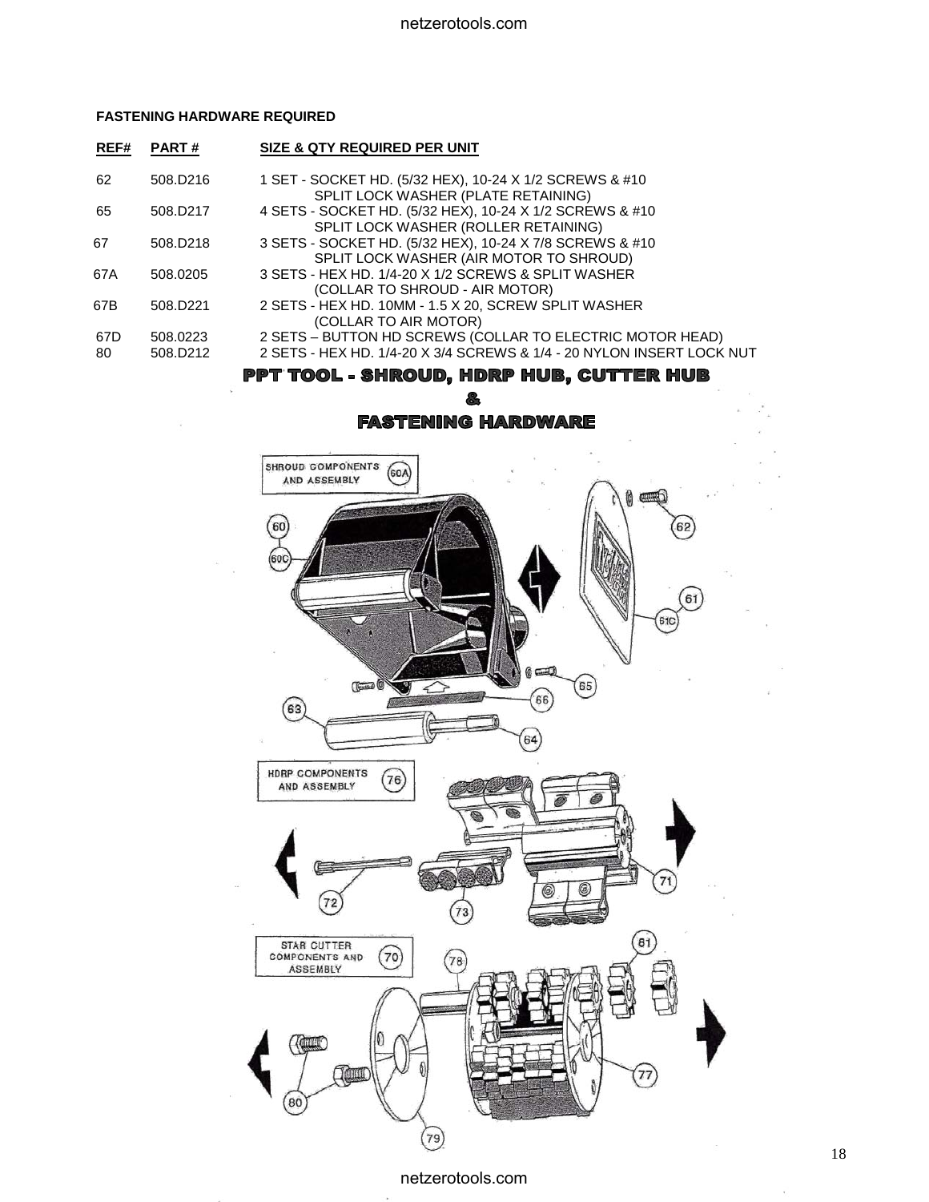**FASTENING HARDWARE REQUIRED**

| REF# | PART # | SIZE & QTY REQUIRED PER UNIT |
|---|---|---|
| 62 | 508.D216 | 1 SET - SOCKET HD. (5/32 HEX), 10-24 X 1/2 SCREWS & #10 SPLIT LOCK WASHER (PLATE RETAINING) |
| 65 | 508.D217 | 4 SETS - SOCKET HD. (5/32 HEX), 10-24 X 1/2 SCREWS & #10 SPLIT LOCK WASHER (ROLLER RETAINING) |
| 67 | 508.D218 | 3 SETS - SOCKET HD. (5/32 HEX), 10-24 X 7/8 SCREWS & #10 SPLIT LOCK WASHER (AIR MOTOR TO SHROUD) |
| 67A | 508.0205 | 3 SETS - HEX HD. 1/4-20 X 1/2 SCREWS & SPLIT WASHER (COLLAR TO SHROUD - AIR MOTOR) |
| 67B | 508.D221 | 2 SETS - HEX HD. 10MM - 1.5 X 20, SCREW SPLIT WASHER (COLLAR TO AIR MOTOR) |
| 67D | 508.0223 | 2 SETS – BUTTON HD SCREWS (COLLAR TO ELECTRIC MOTOR HEAD) |
| 80 | 508.D212 | 2 SETS - HEX HD. 1/4-20 X 3/4 SCREWS & 1/4 - 20 NYLON INSERT LOCK NUT |

## PPT TOOL - SHROUD, HDRP HUB, CUTTER HUB & FASTENING HARDWARE

SHROUD COMPONENTS AND ASSEMBLY (60A)

60, 60C, 61, 61C, 62, 63, 64, 65, 66

HDRP COMPONENTS AND ASSEMBLY (76)

71, 72, 73

STAR CUTTER COMPONENTS AND ASSEMBLY (70)

77, 78, 79, 80, 81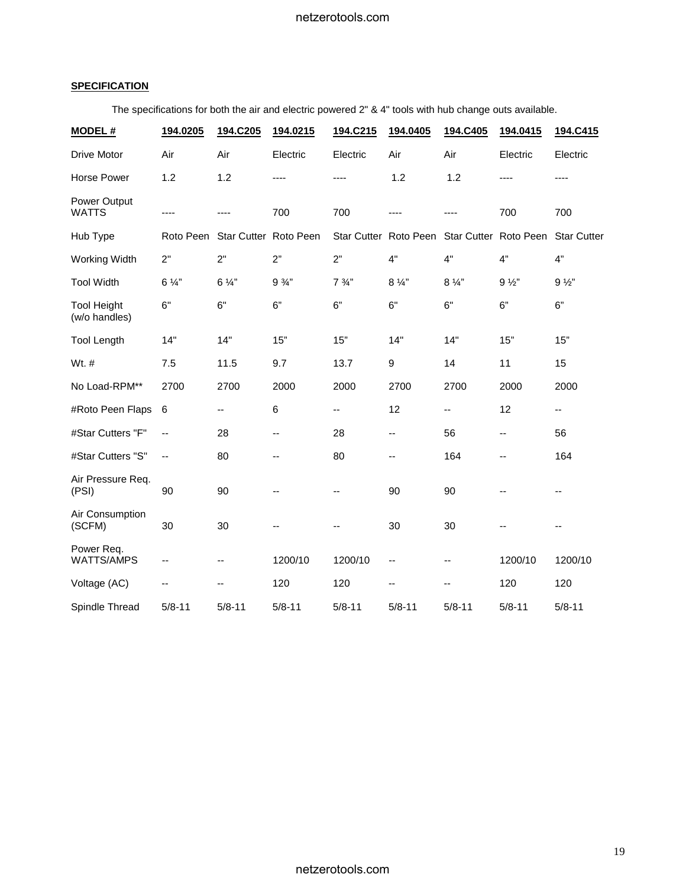**SPECIFICATION**

The specifications for both the air and electric powered 2" & 4" tools with hub change outs available.

| **MODEL #** | **194.0205** | **194.C205** | **194.0215** | **194.C215** | **194.0405** | **194.C405** | **194.0415** | **194.C415** |
|---|---|---|---|---|---|---|---|---|
| Drive Motor | Air | Air | Electric | Electric | Air | Air | Electric | Electric |
| Horse Power | 1.2 | 1.2 | ---- | ---- | 1.2 | 1.2 | ---- | ---- |
| Power Output WATTS | ---- | ---- | 700 | 700 | ---- | ---- | 700 | 700 |
| Hub Type | Roto Peen | Star Cutter | Roto Peen | Star Cutter | Roto Peen | Star Cutter | Roto Peen | Star Cutter |
| Working Width | 2" | 2" | 2" | 2" | 4" | 4" | 4" | 4" |
| Tool Width | 6 ¼" | 6 ¼" | 9 ¾" | 7 ¾" | 8 ¼" | 8 ¼" | 9 ½" | 9 ½" |
| Tool Height (w/o handles) | 6" | 6" | 6" | 6" | 6" | 6" | 6" | 6" |
| Tool Length | 14" | 14" | 15" | 15" | 14" | 14" | 15" | 15" |
| Wt. # | 7.5 | 11.5 | 9.7 | 13.7 | 9 | 14 | 11 | 15 |
| No Load-RPM** | 2700 | 2700 | 2000 | 2000 | 2700 | 2700 | 2000 | 2000 |
| #Roto Peen Flaps | 6 | -- | 6 | -- | 12 | -- | 12 | -- |
| #Star Cutters "F" | -- | 28 | -- | 28 | -- | 56 | -- | 56 |
| #Star Cutters "S" | -- | 80 | -- | 80 | -- | 164 | -- | 164 |
| Air Pressure Req. (PSI) | 90 | 90 | -- | -- | 90 | 90 | -- | -- |
| Air Consumption (SCFM) | 30 | 30 | -- | -- | 30 | 30 | -- | -- |
| Power Req. WATTS/AMPS | -- | -- | 1200/10 | 1200/10 | -- | -- | 1200/10 | 1200/10 |
| Voltage (AC) | -- | -- | 120 | 120 | -- | -- | 120 | 120 |
| Spindle Thread | 5/8-11 | 5/8-11 | 5/8-11 | 5/8-11 | 5/8-11 | 5/8-11 | 5/8-11 | 5/8-11 |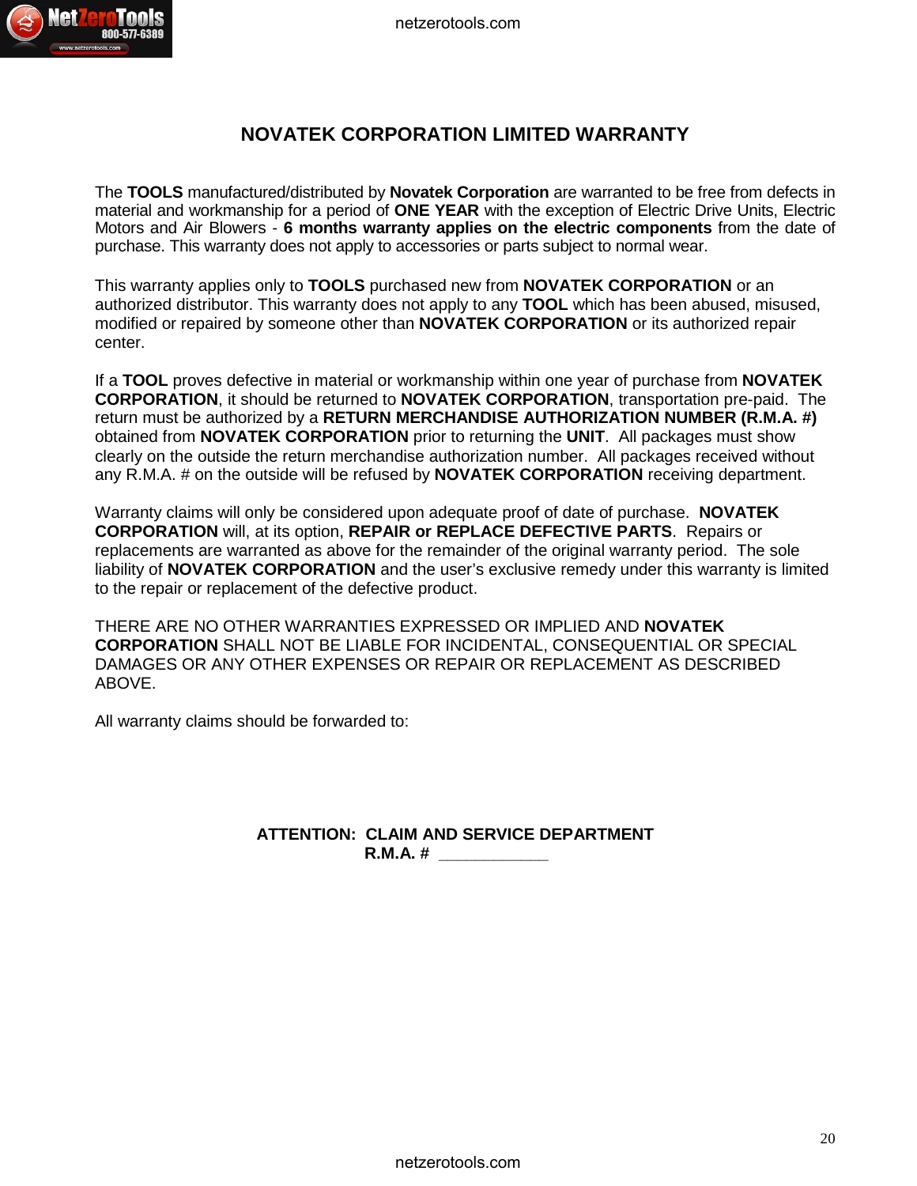# NOVATEK CORPORATION LIMITED WARRANTY

The **TOOLS** manufactured/distributed by **Novatek Corporation** are warranted to be free from defects in material and workmanship for a period of **ONE YEAR** with the exception of Electric Drive Units, Electric Motors and Air Blowers - **6 months warranty applies on the electric components** from the date of purchase. This warranty does not apply to accessories or parts subject to normal wear.

This warranty applies only to **TOOLS** purchased new from **NOVATEK CORPORATION** or an authorized distributor. This warranty does not apply to any **TOOL** which has been abused, misused, modified or repaired by someone other than **NOVATEK CORPORATION** or its authorized repair center.

If a **TOOL** proves defective in material or workmanship within one year of purchase from **NOVATEK CORPORATION**, it should be returned to **NOVATEK CORPORATION**, transportation pre-paid. The return must be authorized by a **RETURN MERCHANDISE AUTHORIZATION NUMBER (R.M.A. #)** obtained from **NOVATEK CORPORATION** prior to returning the **UNIT**. All packages must show clearly on the outside the return merchandise authorization number. All packages received without any R.M.A. # on the outside will be refused by **NOVATEK CORPORATION** receiving department.

Warranty claims will only be considered upon adequate proof of date of purchase. **NOVATEK CORPORATION** will, at its option, **REPAIR or REPLACE DEFECTIVE PARTS**. Repairs or replacements are warranted as above for the remainder of the original warranty period. The sole liability of **NOVATEK CORPORATION** and the user's exclusive remedy under this warranty is limited to the repair or replacement of the defective product.

THERE ARE NO OTHER WARRANTIES EXPRESSED OR IMPLIED AND **NOVATEK CORPORATION** SHALL NOT BE LIABLE FOR INCIDENTAL, CONSEQUENTIAL OR SPECIAL DAMAGES OR ANY OTHER EXPENSES OR REPAIR OR REPLACEMENT AS DESCRIBED ABOVE.

All warranty claims should be forwarded to:

**ATTENTION: CLAIM AND SERVICE DEPARTMENT**
**R.M.A. #** ____________